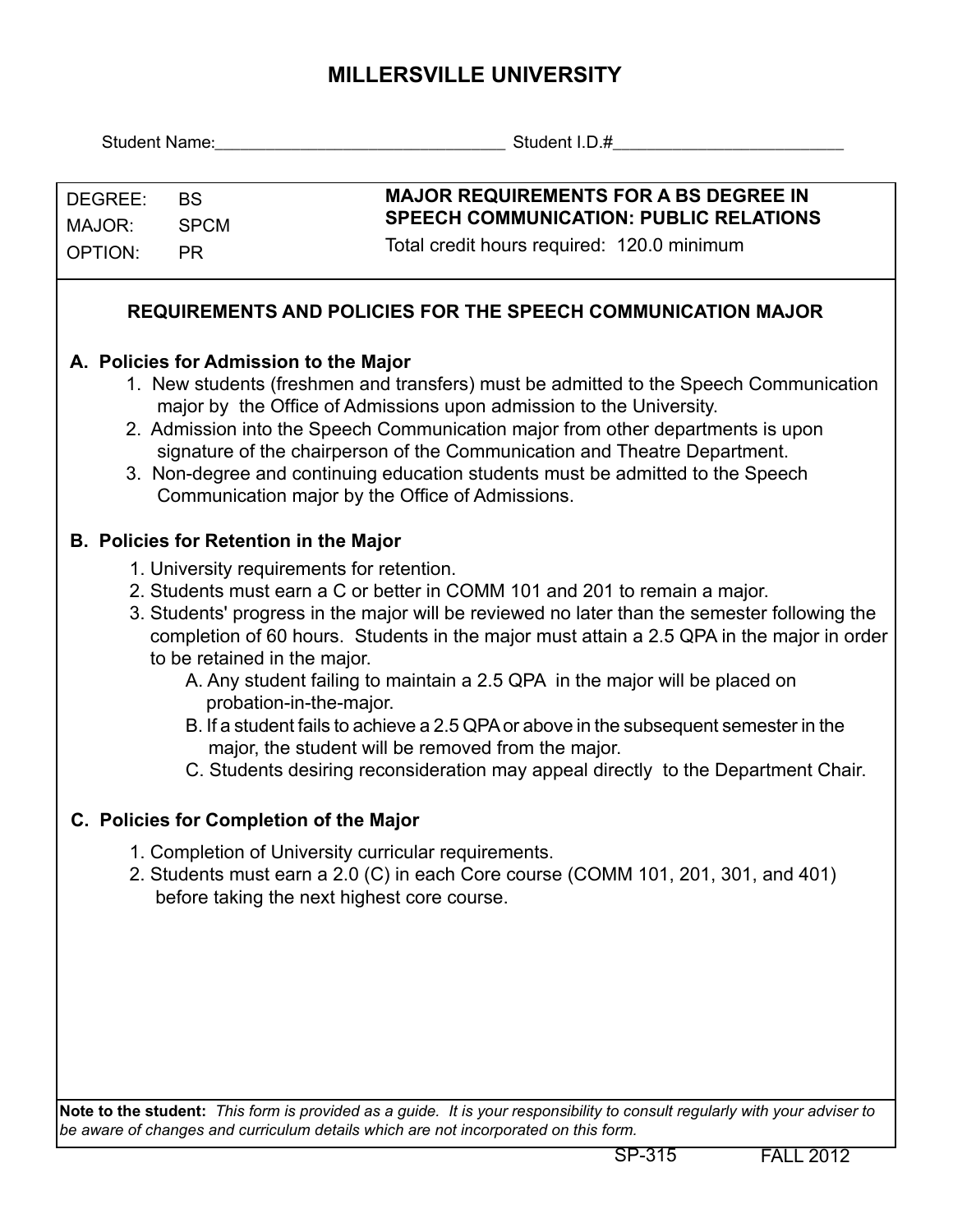# MILLERSVILLE UNIVERSITY

Student Name:_______________________________ Student I.D.#_________________________

| DEGREE: | BS | **MAJOR REQUIREMENTS FOR A BS DEGREE IN SPEECH COMMUNICATION: PUBLIC RELATIONS** |
|---|---|---|
| MAJOR: | SPCM | Total credit hours required: 120.0 minimum |
| OPTION: | PR | |

## REQUIREMENTS AND POLICIES FOR THE SPEECH COMMUNICATION MAJOR

### A. Policies for Admission to the Major

1. New students (freshmen and transfers) must be admitted to the Speech Communication major by the Office of Admissions upon admission to the University.
2. Admission into the Speech Communication major from other departments is upon signature of the chairperson of the Communication and Theatre Department.
3. Non-degree and continuing education students must be admitted to the Speech Communication major by the Office of Admissions.

### B. Policies for Retention in the Major

1. University requirements for retention.
2. Students must earn a C or better in COMM 101 and 201 to remain a major.
3. Students' progress in the major will be reviewed no later than the semester following the completion of 60 hours. Students in the major must attain a 2.5 QPA in the major in order to be retained in the major.
   - A. Any student failing to maintain a 2.5 QPA in the major will be placed on probation-in-the-major.
   - B. If a student fails to achieve a 2.5 QPA or above in the subsequent semester in the major, the student will be removed from the major.
   - C. Students desiring reconsideration may appeal directly to the Department Chair.

### C. Policies for Completion of the Major

1. Completion of University curricular requirements.
2. Students must earn a 2.0 (C) in each Core course (COMM 101, 201, 301, and 401) before taking the next highest core course.

**Note to the student:** *This form is provided as a guide. It is your responsibility to consult regularly with your adviser to be aware of changes and curriculum details which are not incorporated on this form.*

SP-315 FALL 2012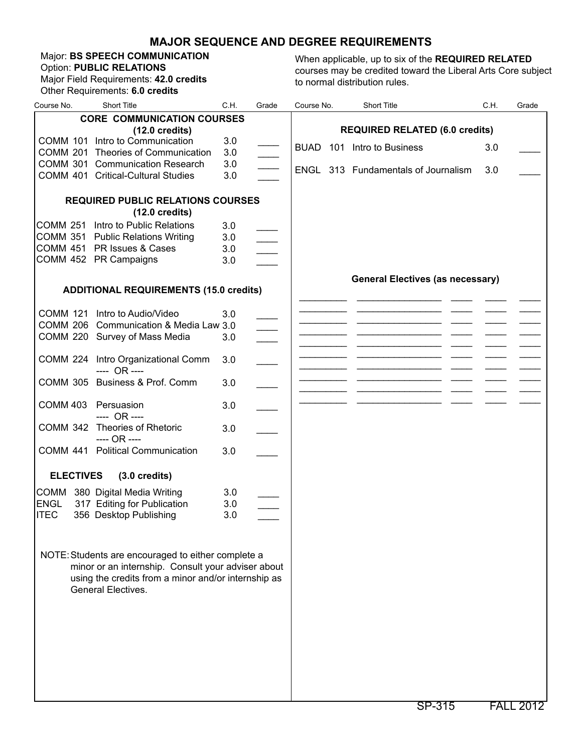# MAJOR SEQUENCE AND DEGREE REQUIREMENTS

Major: **BS SPEECH COMMUNICATION**
Option: **PUBLIC RELATIONS**
Major Field Requirements: **42.0 credits**
Other Requirements: **6.0 credits**

When applicable, up to six of the **REQUIRED RELATED** courses may be credited toward the Liberal Arts Core subject to normal distribution rules.

| Course No. | Short Title | C.H. | Grade |
|---|---|---|---|
| | **CORE COMMUNICATION COURSES (12.0 credits)** | | |
| COMM 101 | Intro to Communication | 3.0 | ____ |
| COMM 201 | Theories of Communication | 3.0 | ____ |
| COMM 301 | Communication Research | 3.0 | ____ |
| COMM 401 | Critical-Cultural Studies | 3.0 | ____ |
| | **REQUIRED PUBLIC RELATIONS COURSES (12.0 credits)** | | |
| COMM 251 | Intro to Public Relations | 3.0 | ____ |
| COMM 351 | Public Relations Writing | 3.0 | ____ |
| COMM 451 | PR Issues & Cases | 3.0 | ____ |
| COMM 452 | PR Campaigns | 3.0 | ____ |
| | **ADDITIONAL REQUIREMENTS (15.0 credits)** | | |
| COMM 121 | Intro to Audio/Video | 3.0 | ____ |
| COMM 206 | Communication & Media Law | 3.0 | ____ |
| COMM 220 | Survey of Mass Media | 3.0 | ____ |
| COMM 224 | Intro Organizational Comm | 3.0 | ____ |
| | ---- OR ---- | | |
| COMM 305 | Business & Prof. Comm | 3.0 | ____ |
| COMM 403 | Persuasion | 3.0 | ____ |
| | ---- OR ---- | | |
| COMM 342 | Theories of Rhetoric | 3.0 | ____ |
| | ---- OR ---- | | |
| COMM 441 | Political Communication | 3.0 | ____ |
| | **ELECTIVES (3.0 credits)** | | |
| COMM 380 | Digital Media Writing | 3.0 | ____ |
| ENGL 317 | Editing for Publication | 3.0 | ____ |
| ITEC 356 | Desktop Publishing | 3.0 | ____ |

NOTE: Students are encouraged to either complete a minor or an internship. Consult your adviser about using the credits from a minor and/or internship as General Electives.

| Course No. | Short Title | C.H. | Grade |
|---|---|---|---|
| | **REQUIRED RELATED (6.0 credits)** | | |
| BUAD 101 | Intro to Business | 3.0 | ____ |
| ENGL 313 | Fundamentals of Journalism | 3.0 | ____ |

**General Electives (as necessary)**

| | | | | |
|---|---|---|---|---|
| ________ | ______________ | ____ | ____ | ____ |
| ________ | ______________ | ____ | ____ | ____ |
| ________ | ______________ | ____ | ____ | ____ |
| ________ | ______________ | ____ | ____ | ____ |
| ________ | ______________ | ____ | ____ | ____ |
| ________ | ______________ | ____ | ____ | ____ |
| ________ | ______________ | ____ | ____ | ____ |
| ________ | ______________ | ____ | ____ | ____ |
| ________ | ______________ | ____ | ____ | ____ |

SP-315 FALL 2012